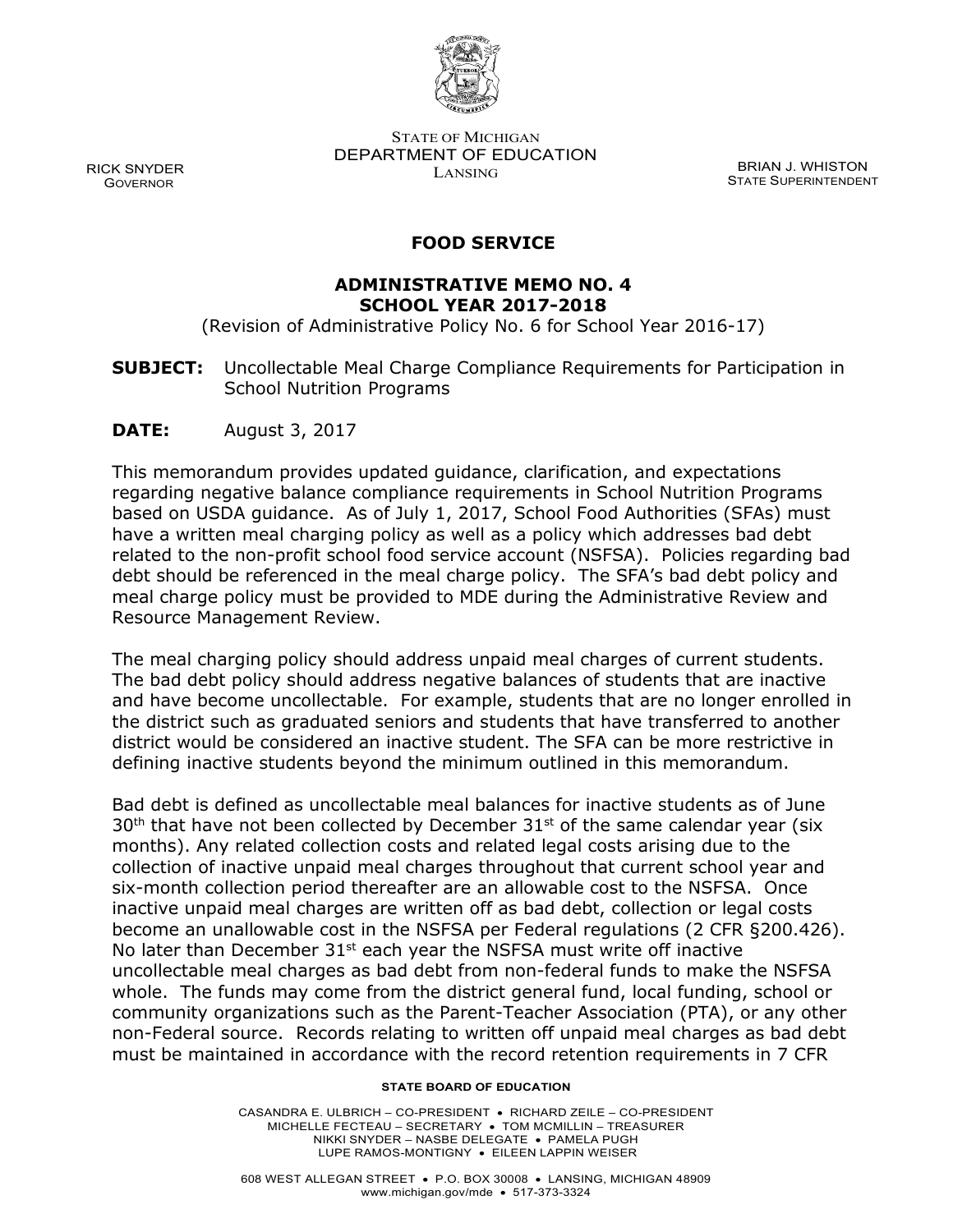STATE OF MICHIGAN
DEPARTMENT OF EDUCATION
LANSING

RICK SNYDER
GOVERNOR

BRIAN J. WHISTON
STATE SUPERINTENDENT

## FOOD SERVICE

## ADMINISTRATIVE MEMO NO. 4
## SCHOOL YEAR 2017-2018

(Revision of Administrative Policy No. 6 for School Year 2016-17)

**SUBJECT:** Uncollectable Meal Charge Compliance Requirements for Participation in School Nutrition Programs

**DATE:** August 3, 2017

This memorandum provides updated guidance, clarification, and expectations regarding negative balance compliance requirements in School Nutrition Programs based on USDA guidance. As of July 1, 2017, School Food Authorities (SFAs) must have a written meal charging policy as well as a policy which addresses bad debt related to the non-profit school food service account (NSFSA). Policies regarding bad debt should be referenced in the meal charge policy. The SFA's bad debt policy and meal charge policy must be provided to MDE during the Administrative Review and Resource Management Review.

The meal charging policy should address unpaid meal charges of current students. The bad debt policy should address negative balances of students that are inactive and have become uncollectable. For example, students that are no longer enrolled in the district such as graduated seniors and students that have transferred to another district would be considered an inactive student. The SFA can be more restrictive in defining inactive students beyond the minimum outlined in this memorandum.

Bad debt is defined as uncollectable meal balances for inactive students as of June 30th that have not been collected by December 31st of the same calendar year (six months). Any related collection costs and related legal costs arising due to the collection of inactive unpaid meal charges throughout that current school year and six-month collection period thereafter are an allowable cost to the NSFSA. Once inactive unpaid meal charges are written off as bad debt, collection or legal costs become an unallowable cost in the NSFSA per Federal regulations (2 CFR §200.426). No later than December 31st each year the NSFSA must write off inactive uncollectable meal charges as bad debt from non-federal funds to make the NSFSA whole. The funds may come from the district general fund, local funding, school or community organizations such as the Parent-Teacher Association (PTA), or any other non-Federal source. Records relating to written off unpaid meal charges as bad debt must be maintained in accordance with the record retention requirements in 7 CFR

**STATE BOARD OF EDUCATION**

CASANDRA E. ULBRICH – CO-PRESIDENT • RICHARD ZEILE – CO-PRESIDENT
MICHELLE FECTEAU – SECRETARY • TOM MCMILLIN – TREASURER
NIKKI SNYDER – NASBE DELEGATE • PAMELA PUGH
LUPE RAMOS-MONTIGNY • EILEEN LAPPIN WEISER

608 WEST ALLEGAN STREET • P.O. BOX 30008 • LANSING, MICHIGAN 48909
www.michigan.gov/mde • 517-373-3324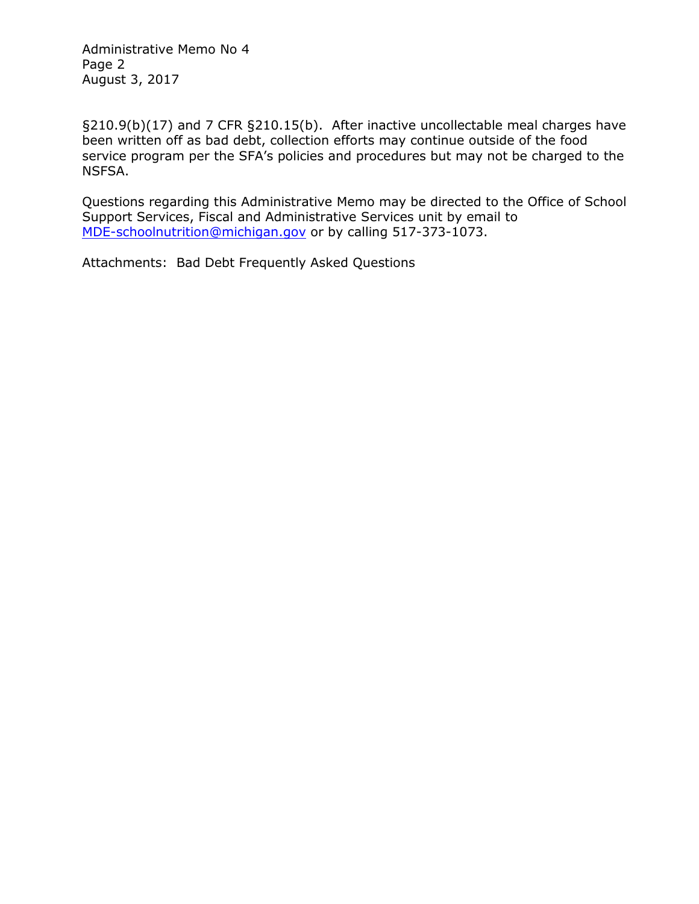§210.9(b)(17) and 7 CFR §210.15(b). After inactive uncollectable meal charges have been written off as bad debt, collection efforts may continue outside of the food service program per the SFA's policies and procedures but may not be charged to the NSFSA.

Questions regarding this Administrative Memo may be directed to the Office of School Support Services, Fiscal and Administrative Services unit by email to MDE-schoolnutrition@michigan.gov or by calling 517-373-1073.

Attachments: Bad Debt Frequently Asked Questions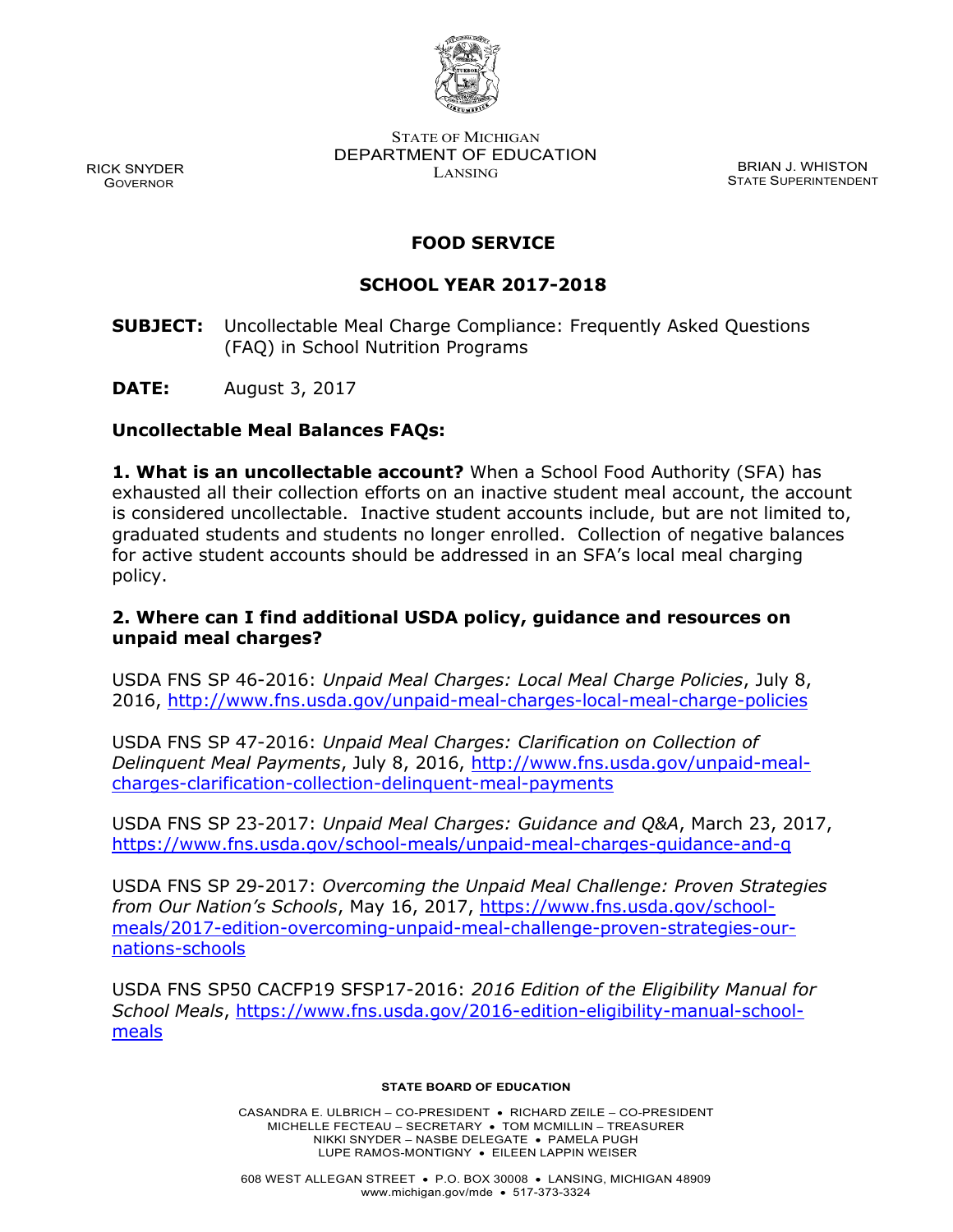STATE OF MICHIGAN
DEPARTMENT OF EDUCATION
LANSING

RICK SNYDER
GOVERNOR

BRIAN J. WHISTON
STATE SUPERINTENDENT

## FOOD SERVICE

## SCHOOL YEAR 2017-2018

**SUBJECT:** Uncollectable Meal Charge Compliance: Frequently Asked Questions (FAQ) in School Nutrition Programs

**DATE:** August 3, 2017

### Uncollectable Meal Balances FAQs:

**1. What is an uncollectable account?** When a School Food Authority (SFA) has exhausted all their collection efforts on an inactive student meal account, the account is considered uncollectable. Inactive student accounts include, but are not limited to, graduated students and students no longer enrolled. Collection of negative balances for active student accounts should be addressed in an SFA's local meal charging policy.

**2. Where can I find additional USDA policy, guidance and resources on unpaid meal charges?**

USDA FNS SP 46-2016: *Unpaid Meal Charges: Local Meal Charge Policies*, July 8, 2016, http://www.fns.usda.gov/unpaid-meal-charges-local-meal-charge-policies

USDA FNS SP 47-2016: *Unpaid Meal Charges: Clarification on Collection of Delinquent Meal Payments*, July 8, 2016, http://www.fns.usda.gov/unpaid-meal-charges-clarification-collection-delinquent-meal-payments

USDA FNS SP 23-2017: *Unpaid Meal Charges: Guidance and Q&A*, March 23, 2017, https://www.fns.usda.gov/school-meals/unpaid-meal-charges-guidance-and-q

USDA FNS SP 29-2017: *Overcoming the Unpaid Meal Challenge: Proven Strategies from Our Nation's Schools*, May 16, 2017, https://www.fns.usda.gov/school-meals/2017-edition-overcoming-unpaid-meal-challenge-proven-strategies-our-nations-schools

USDA FNS SP50 CACFP19 SFSP17-2016: *2016 Edition of the Eligibility Manual for School Meals*, https://www.fns.usda.gov/2016-edition-eligibility-manual-school-meals

**STATE BOARD OF EDUCATION**

CASANDRA E. ULBRICH – CO-PRESIDENT • RICHARD ZEILE – CO-PRESIDENT
MICHELLE FECTEAU – SECRETARY • TOM MCMILLIN – TREASURER
NIKKI SNYDER – NASBE DELEGATE • PAMELA PUGH
LUPE RAMOS-MONTIGNY • EILEEN LAPPIN WEISER

608 WEST ALLEGAN STREET • P.O. BOX 30008 • LANSING, MICHIGAN 48909
www.michigan.gov/mde • 517-373-3324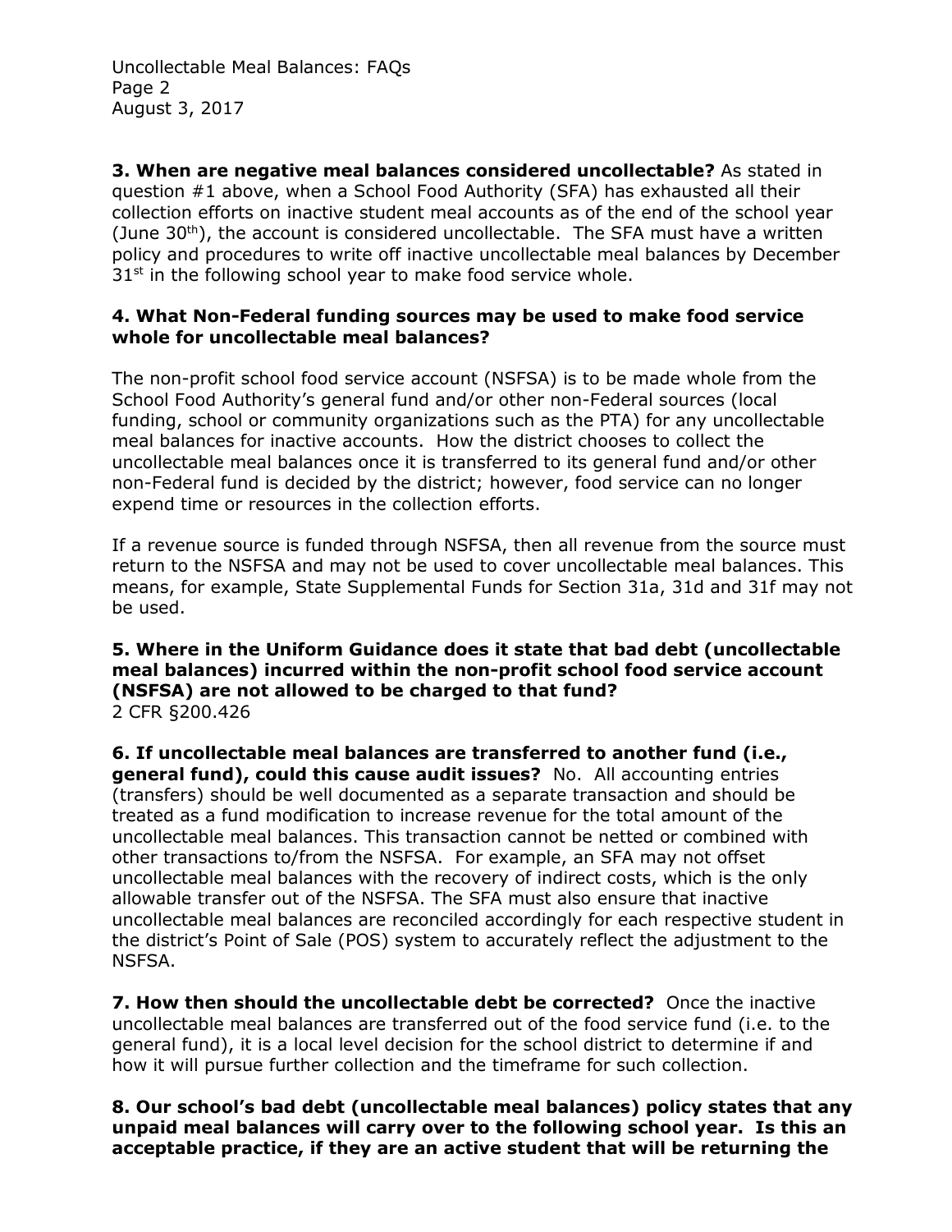**3. When are negative meal balances considered uncollectable?** As stated in question #1 above, when a School Food Authority (SFA) has exhausted all their collection efforts on inactive student meal accounts as of the end of the school year (June 30th), the account is considered uncollectable. The SFA must have a written policy and procedures to write off inactive uncollectable meal balances by December 31st in the following school year to make food service whole.

**4. What Non-Federal funding sources may be used to make food service whole for uncollectable meal balances?**

The non-profit school food service account (NSFSA) is to be made whole from the School Food Authority's general fund and/or other non-Federal sources (local funding, school or community organizations such as the PTA) for any uncollectable meal balances for inactive accounts. How the district chooses to collect the uncollectable meal balances once it is transferred to its general fund and/or other non-Federal fund is decided by the district; however, food service can no longer expend time or resources in the collection efforts.

If a revenue source is funded through NSFSA, then all revenue from the source must return to the NSFSA and may not be used to cover uncollectable meal balances. This means, for example, State Supplemental Funds for Section 31a, 31d and 31f may not be used.

**5. Where in the Uniform Guidance does it state that bad debt (uncollectable meal balances) incurred within the non-profit school food service account (NSFSA) are not allowed to be charged to that fund?**
2 CFR §200.426

**6. If uncollectable meal balances are transferred to another fund (i.e., general fund), could this cause audit issues?** No. All accounting entries (transfers) should be well documented as a separate transaction and should be treated as a fund modification to increase revenue for the total amount of the uncollectable meal balances. This transaction cannot be netted or combined with other transactions to/from the NSFSA. For example, an SFA may not offset uncollectable meal balances with the recovery of indirect costs, which is the only allowable transfer out of the NSFSA. The SFA must also ensure that inactive uncollectable meal balances are reconciled accordingly for each respective student in the district's Point of Sale (POS) system to accurately reflect the adjustment to the NSFSA.

**7. How then should the uncollectable debt be corrected?** Once the inactive uncollectable meal balances are transferred out of the food service fund (i.e. to the general fund), it is a local level decision for the school district to determine if and how it will pursue further collection and the timeframe for such collection.

**8. Our school's bad debt (uncollectable meal balances) policy states that any unpaid meal balances will carry over to the following school year. Is this an acceptable practice, if they are an active student that will be returning the**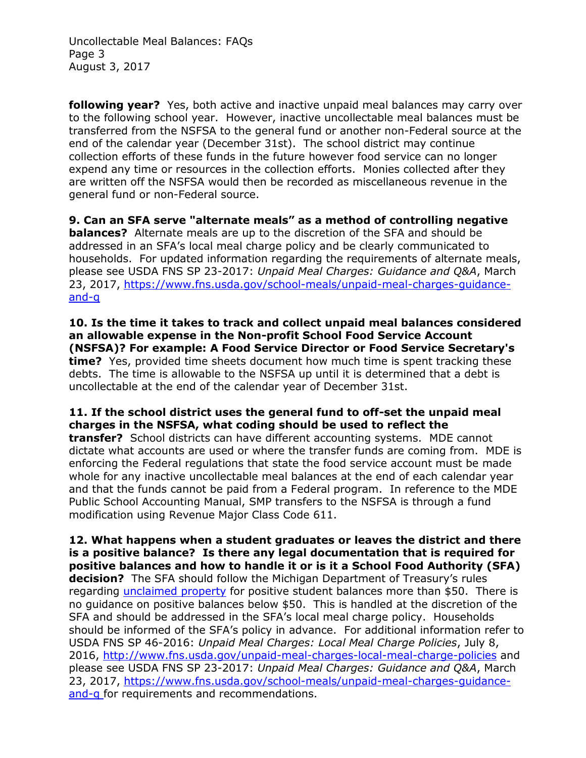**following year?** Yes, both active and inactive unpaid meal balances may carry over to the following school year. However, inactive uncollectable meal balances must be transferred from the NSFSA to the general fund or another non-Federal source at the end of the calendar year (December 31st). The school district may continue collection efforts of these funds in the future however food service can no longer expend any time or resources in the collection efforts. Monies collected after they are written off the NSFSA would then be recorded as miscellaneous revenue in the general fund or non-Federal source.

**9. Can an SFA serve "alternate meals" as a method of controlling negative balances?** Alternate meals are up to the discretion of the SFA and should be addressed in an SFA's local meal charge policy and be clearly communicated to households. For updated information regarding the requirements of alternate meals, please see USDA FNS SP 23-2017: *Unpaid Meal Charges: Guidance and Q&A*, March 23, 2017, [https://www.fns.usda.gov/school-meals/unpaid-meal-charges-guidance-and-q](https://www.fns.usda.gov/school-meals/unpaid-meal-charges-guidance-and-q)

**10. Is the time it takes to track and collect unpaid meal balances considered an allowable expense in the Non-profit School Food Service Account (NSFSA)? For example: A Food Service Director or Food Service Secretary's time?** Yes, provided time sheets document how much time is spent tracking these debts. The time is allowable to the NSFSA up until it is determined that a debt is uncollectable at the end of the calendar year of December 31st.

**11. If the school district uses the general fund to off-set the unpaid meal charges in the NSFSA, what coding should be used to reflect the transfer?** School districts can have different accounting systems. MDE cannot dictate what accounts are used or where the transfer funds are coming from. MDE is enforcing the Federal regulations that state the food service account must be made whole for any inactive uncollectable meal balances at the end of each calendar year and that the funds cannot be paid from a Federal program. In reference to the MDE Public School Accounting Manual, SMP transfers to the NSFSA is through a fund modification using Revenue Major Class Code 611.

**12. What happens when a student graduates or leaves the district and there is a positive balance? Is there any legal documentation that is required for positive balances and how to handle it or is it a School Food Authority (SFA) decision?** The SFA should follow the Michigan Department of Treasury's rules regarding unclaimed property for positive student balances more than $50. There is no guidance on positive balances below $50. This is handled at the discretion of the SFA and should be addressed in the SFA's local meal charge policy. Households should be informed of the SFA's policy in advance. For additional information refer to USDA FNS SP 46-2016: *Unpaid Meal Charges: Local Meal Charge Policies*, July 8, 2016, [http://www.fns.usda.gov/unpaid-meal-charges-local-meal-charge-policies](http://www.fns.usda.gov/unpaid-meal-charges-local-meal-charge-policies) and please see USDA FNS SP 23-2017: *Unpaid Meal Charges: Guidance and Q&A*, March 23, 2017, [https://www.fns.usda.gov/school-meals/unpaid-meal-charges-guidance-and-q](https://www.fns.usda.gov/school-meals/unpaid-meal-charges-guidance-and-q) for requirements and recommendations.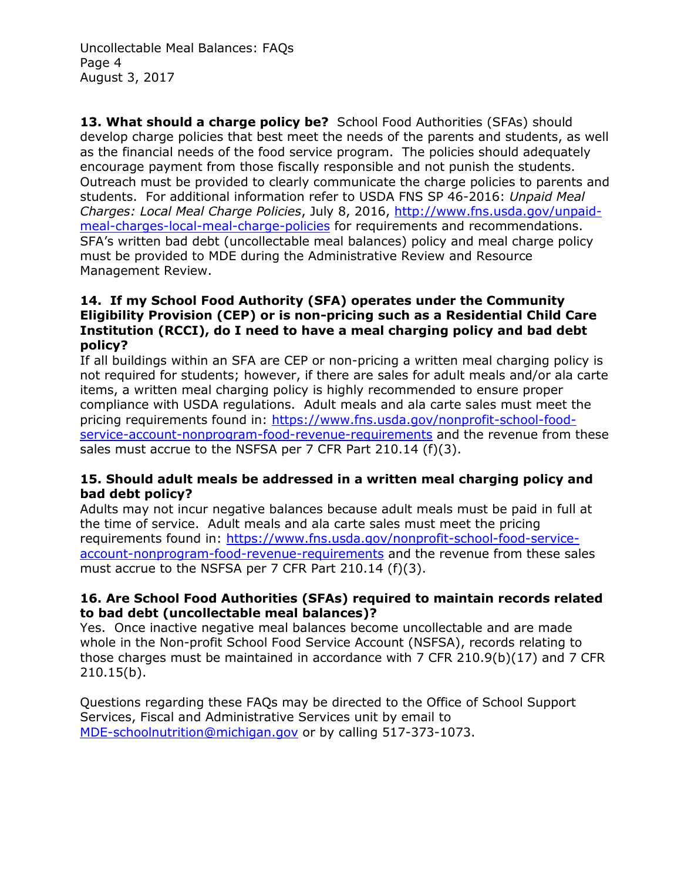**13. What should a charge policy be?** School Food Authorities (SFAs) should develop charge policies that best meet the needs of the parents and students, as well as the financial needs of the food service program. The policies should adequately encourage payment from those fiscally responsible and not punish the students. Outreach must be provided to clearly communicate the charge policies to parents and students. For additional information refer to USDA FNS SP 46-2016: *Unpaid Meal Charges: Local Meal Charge Policies*, July 8, 2016, [http://www.fns.usda.gov/unpaid-meal-charges-local-meal-charge-policies](http://www.fns.usda.gov/unpaid-meal-charges-local-meal-charge-policies) for requirements and recommendations. SFA's written bad debt (uncollectable meal balances) policy and meal charge policy must be provided to MDE during the Administrative Review and Resource Management Review.

**14. If my School Food Authority (SFA) operates under the Community Eligibility Provision (CEP) or is non-pricing such as a Residential Child Care Institution (RCCI), do I need to have a meal charging policy and bad debt policy?**

If all buildings within an SFA are CEP or non-pricing a written meal charging policy is not required for students; however, if there are sales for adult meals and/or ala carte items, a written meal charging policy is highly recommended to ensure proper compliance with USDA regulations. Adult meals and ala carte sales must meet the pricing requirements found in: [https://www.fns.usda.gov/nonprofit-school-food-service-account-nonprogram-food-revenue-requirements](https://www.fns.usda.gov/nonprofit-school-food-service-account-nonprogram-food-revenue-requirements) and the revenue from these sales must accrue to the NSFSA per 7 CFR Part 210.14 (f)(3).

**15. Should adult meals be addressed in a written meal charging policy and bad debt policy?**

Adults may not incur negative balances because adult meals must be paid in full at the time of service. Adult meals and ala carte sales must meet the pricing requirements found in: [https://www.fns.usda.gov/nonprofit-school-food-service-account-nonprogram-food-revenue-requirements](https://www.fns.usda.gov/nonprofit-school-food-service-account-nonprogram-food-revenue-requirements) and the revenue from these sales must accrue to the NSFSA per 7 CFR Part 210.14 (f)(3).

**16. Are School Food Authorities (SFAs) required to maintain records related to bad debt (uncollectable meal balances)?**

Yes. Once inactive negative meal balances become uncollectable and are made whole in the Non-profit School Food Service Account (NSFSA), records relating to those charges must be maintained in accordance with 7 CFR 210.9(b)(17) and 7 CFR 210.15(b).

Questions regarding these FAQs may be directed to the Office of School Support Services, Fiscal and Administrative Services unit by email to [MDE-schoolnutrition@michigan.gov](mailto:MDE-schoolnutrition@michigan.gov) or by calling 517-373-1073.